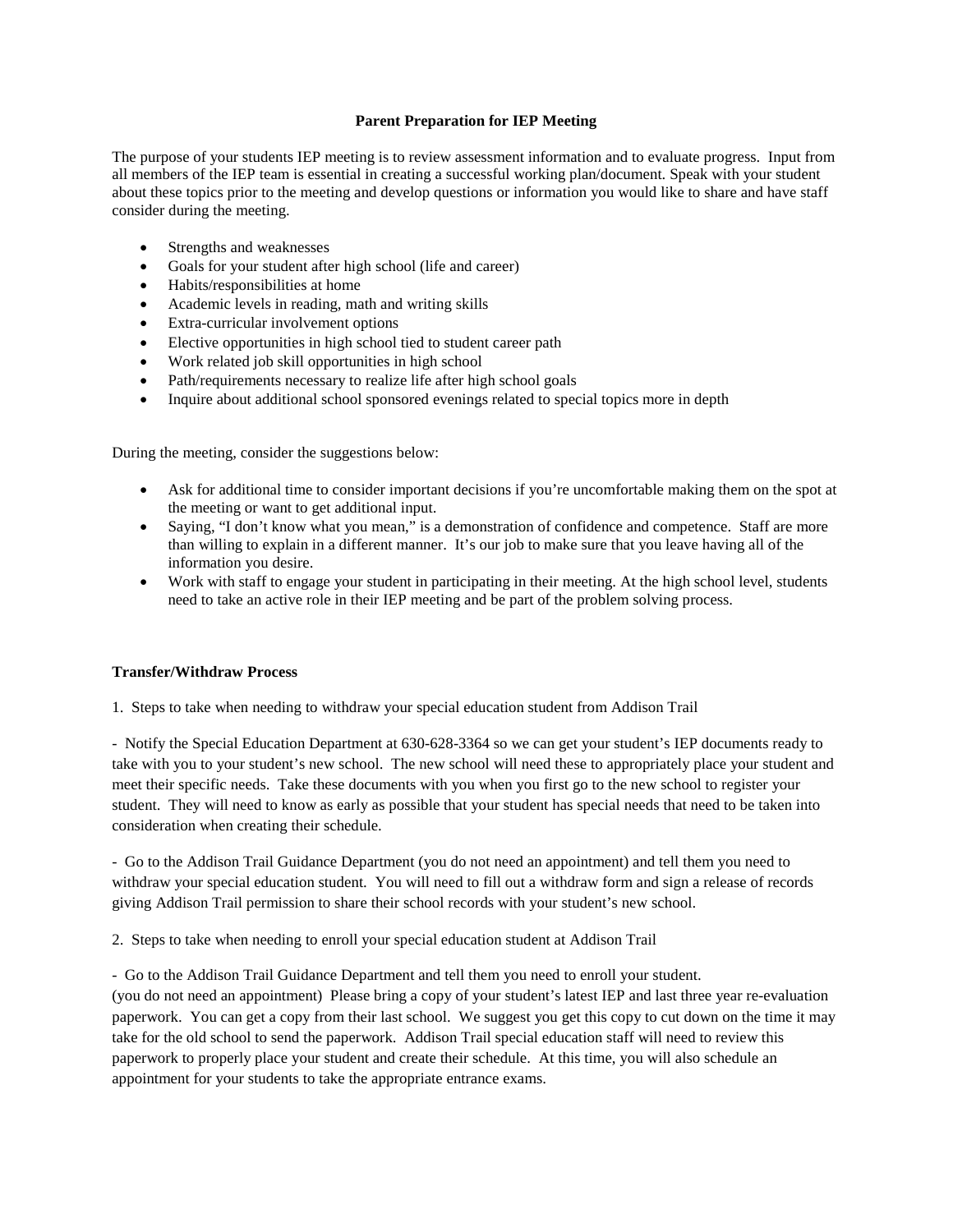# Parent Preparation for IEP Meeting

The purpose of your students IEP meeting is to review assessment information and to evaluate progress. Input from all members of the IEP team is essential in creating a successful working plan/document. Speak with your student about these topics prior to the meeting and develop questions or information you would like to share and have staff consider during the meeting.

- Strengths and weaknesses
- Goals for your student after high school (life and career)
- Habits/responsibilities at home
- Academic levels in reading, math and writing skills
- Extra-curricular involvement options
- Elective opportunities in high school tied to student career path
- Work related job skill opportunities in high school
- Path/requirements necessary to realize life after high school goals
- Inquire about additional school sponsored evenings related to special topics more in depth

During the meeting, consider the suggestions below:

- Ask for additional time to consider important decisions if you're uncomfortable making them on the spot at the meeting or want to get additional input.
- Saying, "I don't know what you mean," is a demonstration of confidence and competence. Staff are more than willing to explain in a different manner. It's our job to make sure that you leave having all of the information you desire.
- Work with staff to engage your student in participating in their meeting. At the high school level, students need to take an active role in their IEP meeting and be part of the problem solving process.

**Transfer/Withdraw Process**

1. Steps to take when needing to withdraw your special education student from Addison Trail

- Notify the Special Education Department at 630-628-3364 so we can get your student's IEP documents ready to take with you to your student's new school. The new school will need these to appropriately place your student and meet their specific needs. Take these documents with you when you first go to the new school to register your student. They will need to know as early as possible that your student has special needs that need to be taken into consideration when creating their schedule.

- Go to the Addison Trail Guidance Department (you do not need an appointment) and tell them you need to withdraw your special education student. You will need to fill out a withdraw form and sign a release of records giving Addison Trail permission to share their school records with your student's new school.

2. Steps to take when needing to enroll your special education student at Addison Trail

- Go to the Addison Trail Guidance Department and tell them you need to enroll your student. (you do not need an appointment) Please bring a copy of your student's latest IEP and last three year re-evaluation paperwork. You can get a copy from their last school. We suggest you get this copy to cut down on the time it may take for the old school to send the paperwork. Addison Trail special education staff will need to review this paperwork to properly place your student and create their schedule. At this time, you will also schedule an appointment for your students to take the appropriate entrance exams.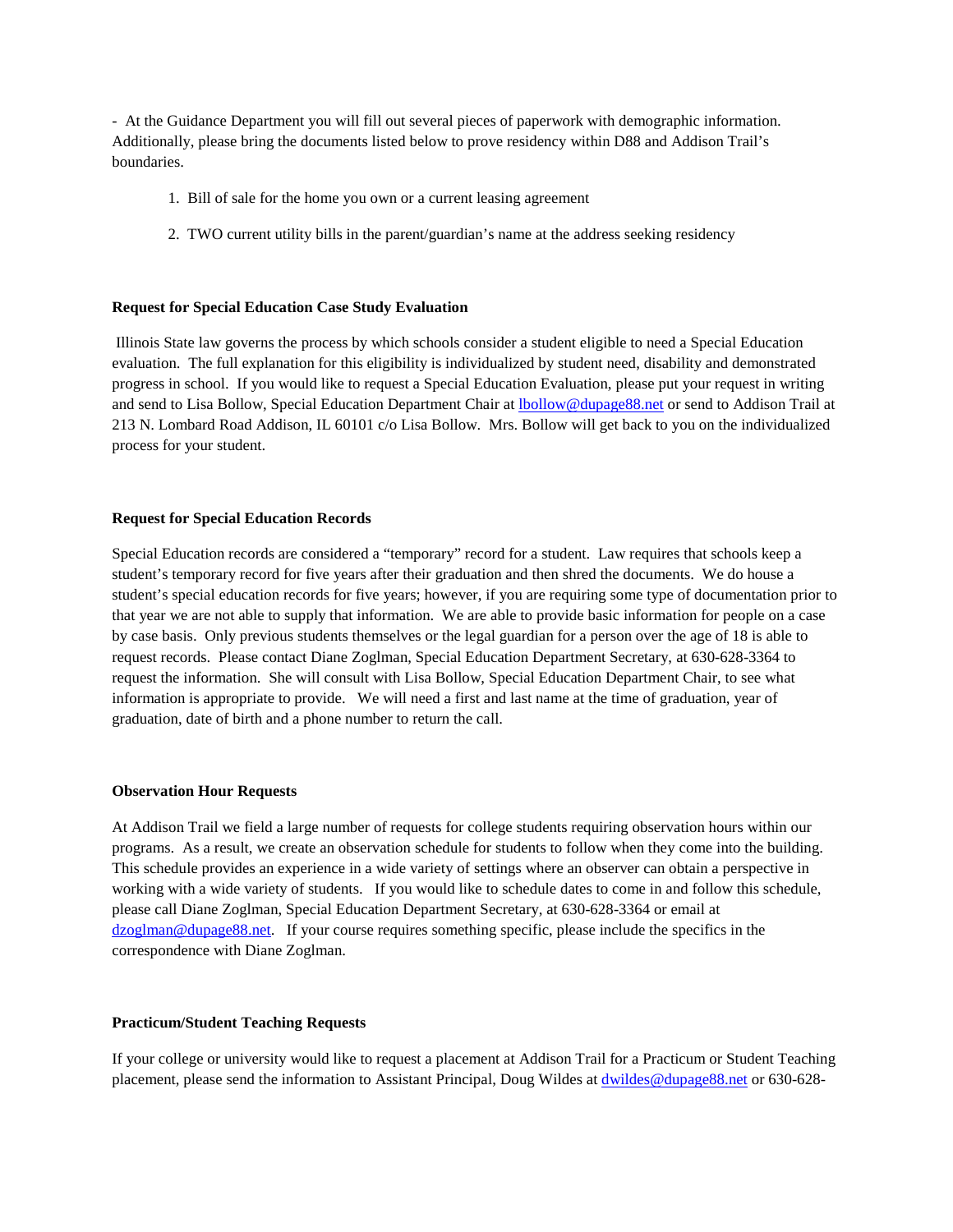- At the Guidance Department you will fill out several pieces of paperwork with demographic information. Additionally, please bring the documents listed below to prove residency within D88 and Addison Trail's boundaries.

1. Bill of sale for the home you own or a current leasing agreement
2. TWO current utility bills in the parent/guardian's name at the address seeking residency

**Request for Special Education Case Study Evaluation**

Illinois State law governs the process by which schools consider a student eligible to need a Special Education evaluation. The full explanation for this eligibility is individualized by student need, disability and demonstrated progress in school. If you would like to request a Special Education Evaluation, please put your request in writing and send to Lisa Bollow, Special Education Department Chair at lbollow@dupage88.net or send to Addison Trail at 213 N. Lombard Road Addison, IL 60101 c/o Lisa Bollow. Mrs. Bollow will get back to you on the individualized process for your student.

**Request for Special Education Records**

Special Education records are considered a "temporary" record for a student. Law requires that schools keep a student's temporary record for five years after their graduation and then shred the documents. We do house a student's special education records for five years; however, if you are requiring some type of documentation prior to that year we are not able to supply that information. We are able to provide basic information for people on a case by case basis. Only previous students themselves or the legal guardian for a person over the age of 18 is able to request records. Please contact Diane Zoglman, Special Education Department Secretary, at 630-628-3364 to request the information. She will consult with Lisa Bollow, Special Education Department Chair, to see what information is appropriate to provide. We will need a first and last name at the time of graduation, year of graduation, date of birth and a phone number to return the call.

**Observation Hour Requests**

At Addison Trail we field a large number of requests for college students requiring observation hours within our programs. As a result, we create an observation schedule for students to follow when they come into the building. This schedule provides an experience in a wide variety of settings where an observer can obtain a perspective in working with a wide variety of students. If you would like to schedule dates to come in and follow this schedule, please call Diane Zoglman, Special Education Department Secretary, at 630-628-3364 or email at dzoglman@dupage88.net. If your course requires something specific, please include the specifics in the correspondence with Diane Zoglman.

**Practicum/Student Teaching Requests**

If your college or university would like to request a placement at Addison Trail for a Practicum or Student Teaching placement, please send the information to Assistant Principal, Doug Wildes at dwildes@dupage88.net or 630-628-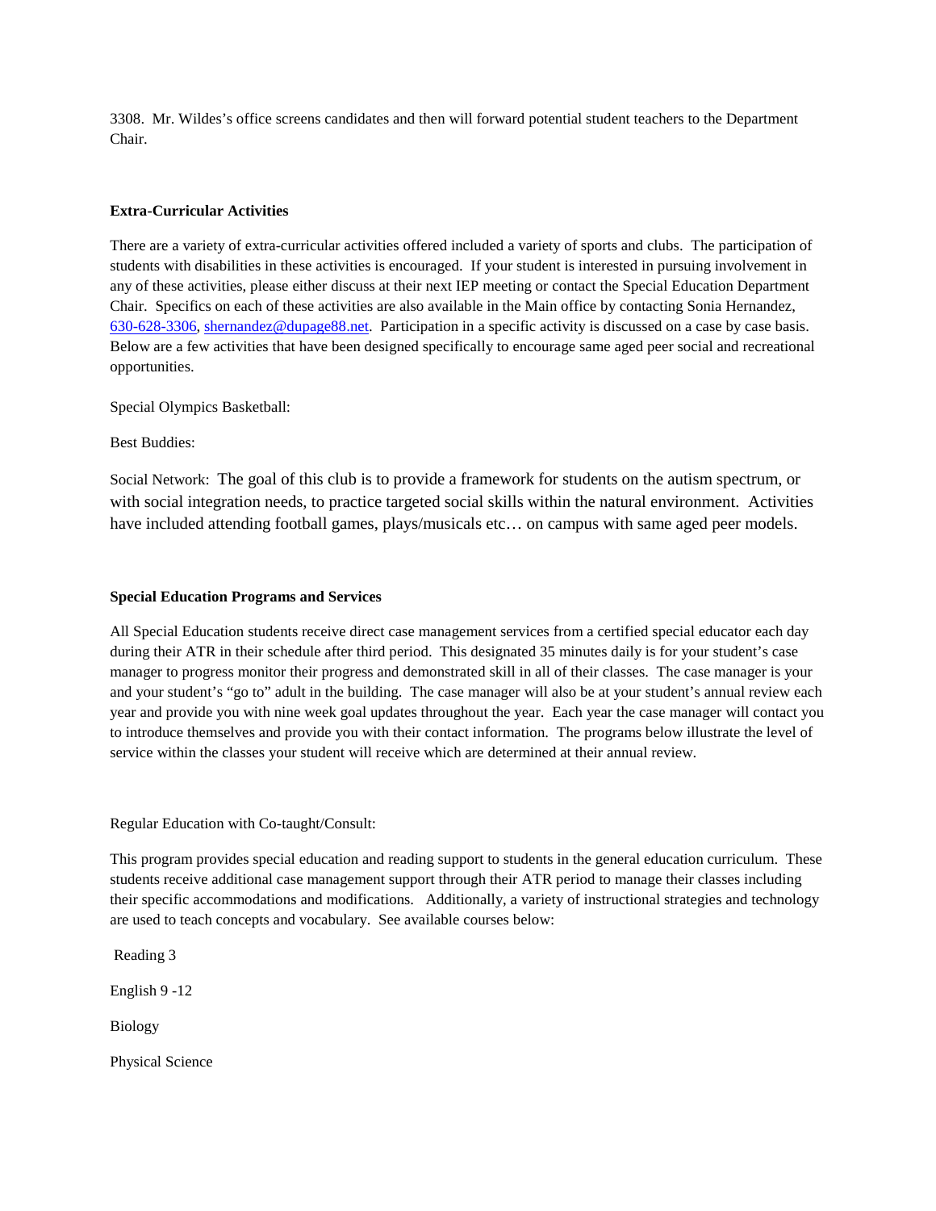3308. Mr. Wildes's office screens candidates and then will forward potential student teachers to the Department Chair.

**Extra-Curricular Activities**

There are a variety of extra-curricular activities offered included a variety of sports and clubs. The participation of students with disabilities in these activities is encouraged. If your student is interested in pursuing involvement in any of these activities, please either discuss at their next IEP meeting or contact the Special Education Department Chair. Specifics on each of these activities are also available in the Main office by contacting Sonia Hernandez, 630-628-3306, shernandez@dupage88.net. Participation in a specific activity is discussed on a case by case basis. Below are a few activities that have been designed specifically to encourage same aged peer social and recreational opportunities.

Special Olympics Basketball:

Best Buddies:

Social Network: The goal of this club is to provide a framework for students on the autism spectrum, or with social integration needs, to practice targeted social skills within the natural environment. Activities have included attending football games, plays/musicals etc… on campus with same aged peer models.

**Special Education Programs and Services**

All Special Education students receive direct case management services from a certified special educator each day during their ATR in their schedule after third period. This designated 35 minutes daily is for your student's case manager to progress monitor their progress and demonstrated skill in all of their classes. The case manager is your and your student's "go to" adult in the building. The case manager will also be at your student's annual review each year and provide you with nine week goal updates throughout the year. Each year the case manager will contact you to introduce themselves and provide you with their contact information. The programs below illustrate the level of service within the classes your student will receive which are determined at their annual review.

Regular Education with Co-taught/Consult:

This program provides special education and reading support to students in the general education curriculum. These students receive additional case management support through their ATR period to manage their classes including their specific accommodations and modifications. Additionally, a variety of instructional strategies and technology are used to teach concepts and vocabulary. See available courses below:

Reading 3

English 9 -12

Biology

Physical Science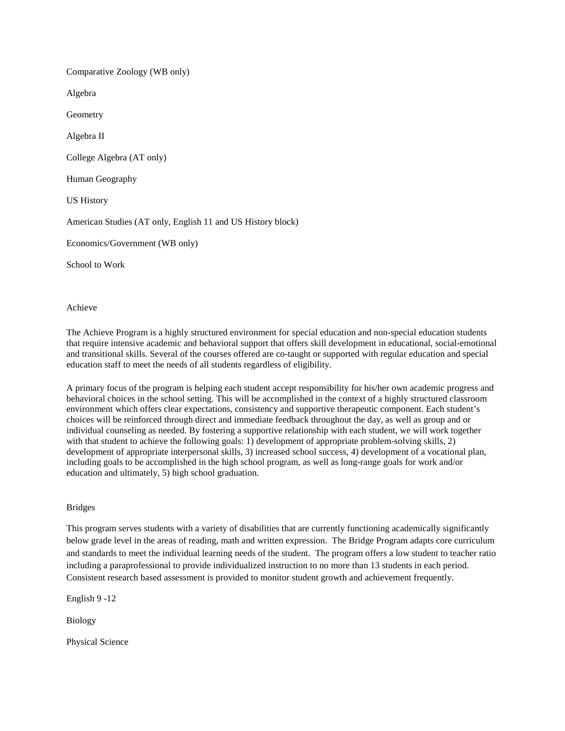Comparative Zoology (WB only)

Algebra

Geometry

Algebra II

College Algebra (AT only)

Human Geography

US History

American Studies (AT only, English 11 and US History block)

Economics/Government (WB only)

School to Work

## Achieve

The Achieve Program is a highly structured environment for special education and non-special education students that require intensive academic and behavioral support that offers skill development in educational, social-emotional and transitional skills. Several of the courses offered are co-taught or supported with regular education and special education staff to meet the needs of all students regardless of eligibility.

A primary focus of the program is helping each student accept responsibility for his/her own academic progress and behavioral choices in the school setting. This will be accomplished in the context of a highly structured classroom environment which offers clear expectations, consistency and supportive therapeutic component. Each student's choices will be reinforced through direct and immediate feedback throughout the day, as well as group and or individual counseling as needed. By fostering a supportive relationship with each student, we will work together with that student to achieve the following goals: 1) development of appropriate problem-solving skills, 2) development of appropriate interpersonal skills, 3) increased school success, 4) development of a vocational plan, including goals to be accomplished in the high school program, as well as long-range goals for work and/or education and ultimately, 5) high school graduation.

## Bridges

This program serves students with a variety of disabilities that are currently functioning academically significantly below grade level in the areas of reading, math and written expression. The Bridge Program adapts core curriculum and standards to meet the individual learning needs of the student. The program offers a low student to teacher ratio including a paraprofessional to provide individualized instruction to no more than 13 students in each period. Consistent research based assessment is provided to monitor student growth and achievement frequently.

English 9 -12

Biology

Physical Science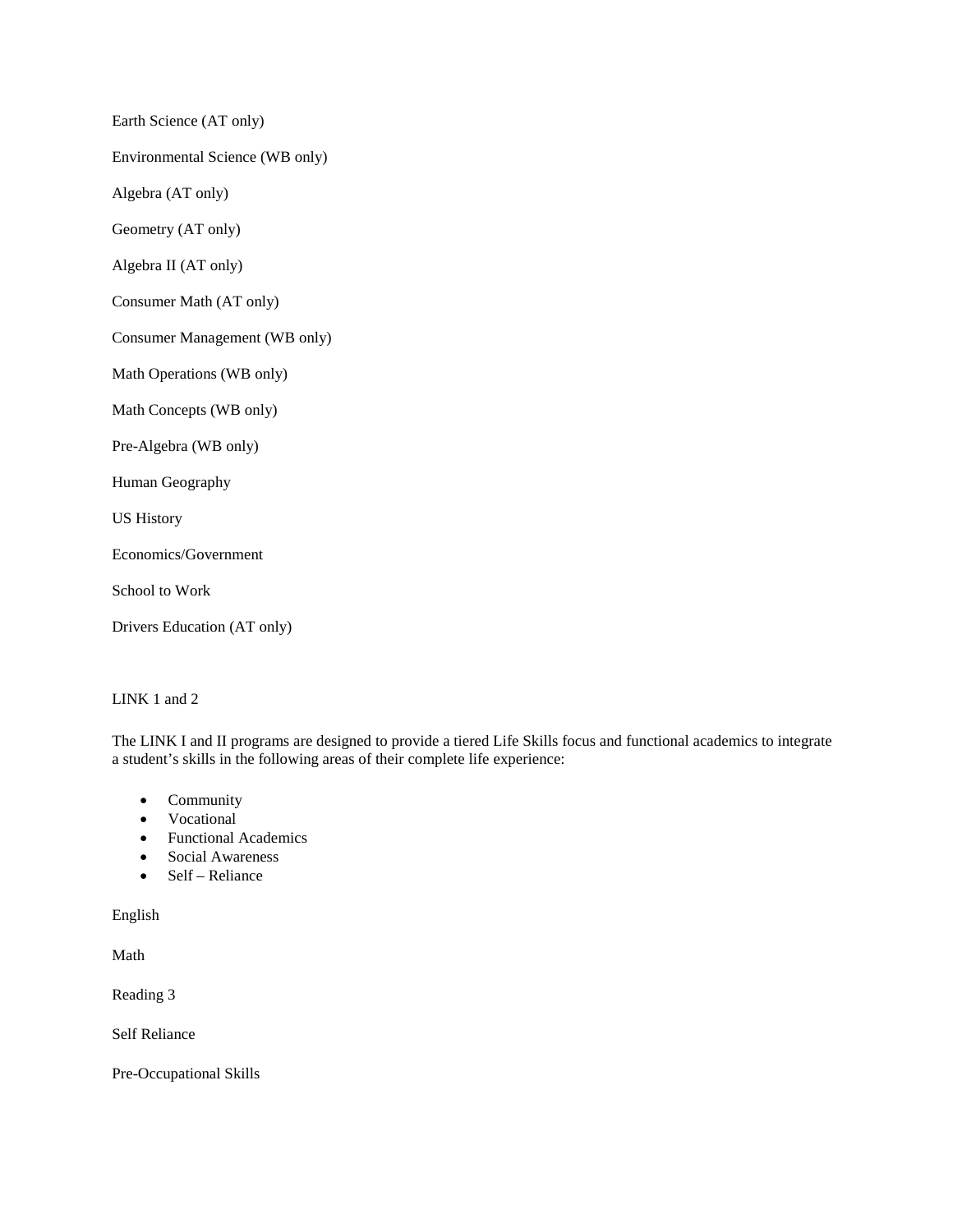Earth Science (AT only)

Environmental Science (WB only)

Algebra (AT only)

Geometry (AT only)

Algebra II (AT only)

Consumer Math (AT only)

Consumer Management (WB only)

Math Operations (WB only)

Math Concepts (WB only)

Pre-Algebra (WB only)

Human Geography

US History

Economics/Government

School to Work

Drivers Education (AT only)

LINK 1 and 2

The LINK I and II programs are designed to provide a tiered Life Skills focus and functional academics to integrate a student's skills in the following areas of their complete life experience:

- Community
- Vocational
- Functional Academics
- Social Awareness
- Self – Reliance

English

Math

Reading 3

Self Reliance

Pre-Occupational Skills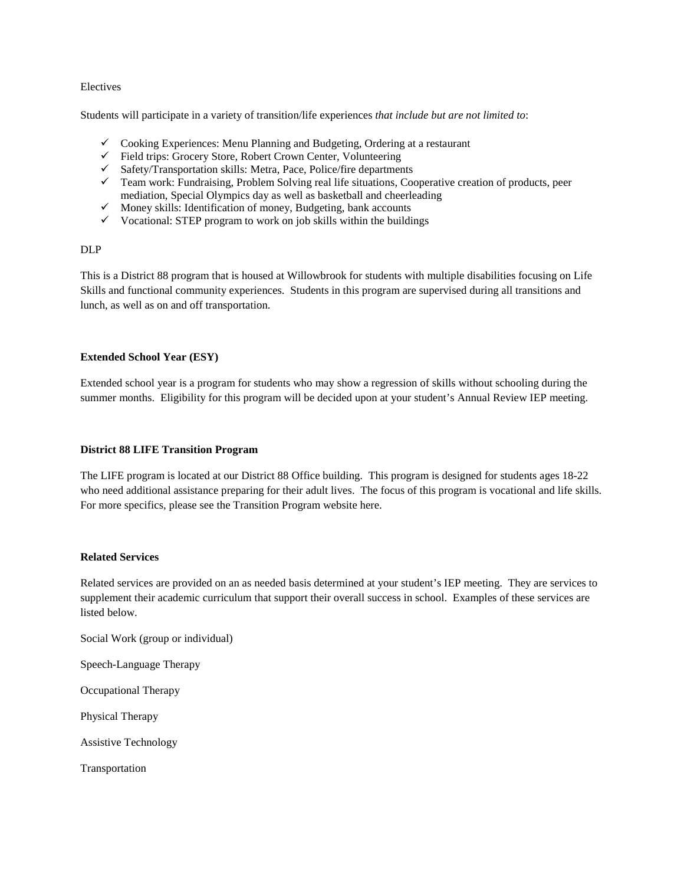Electives

Students will participate in a variety of transition/life experiences *that include but are not limited to*:

- ✓ Cooking Experiences: Menu Planning and Budgeting, Ordering at a restaurant
- ✓ Field trips: Grocery Store, Robert Crown Center, Volunteering
- ✓ Safety/Transportation skills: Metra, Pace, Police/fire departments
- ✓ Team work: Fundraising, Problem Solving real life situations, Cooperative creation of products, peer mediation, Special Olympics day as well as basketball and cheerleading
- ✓ Money skills: Identification of money, Budgeting, bank accounts
- ✓ Vocational: STEP program to work on job skills within the buildings

DLP

This is a District 88 program that is housed at Willowbrook for students with multiple disabilities focusing on Life Skills and functional community experiences. Students in this program are supervised during all transitions and lunch, as well as on and off transportation.

**Extended School Year (ESY)**

Extended school year is a program for students who may show a regression of skills without schooling during the summer months. Eligibility for this program will be decided upon at your student's Annual Review IEP meeting.

**District 88 LIFE Transition Program**

The LIFE program is located at our District 88 Office building. This program is designed for students ages 18-22 who need additional assistance preparing for their adult lives. The focus of this program is vocational and life skills. For more specifics, please see the Transition Program website here.

**Related Services**

Related services are provided on an as needed basis determined at your student's IEP meeting. They are services to supplement their academic curriculum that support their overall success in school. Examples of these services are listed below.

Social Work (group or individual)

Speech-Language Therapy

Occupational Therapy

Physical Therapy

Assistive Technology

Transportation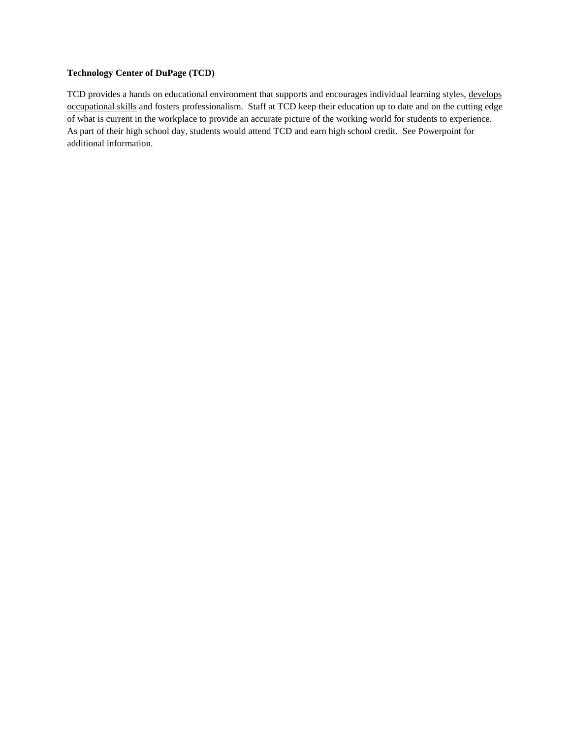**Technology Center of DuPage (TCD)**

TCD provides a hands on educational environment that supports and encourages individual learning styles, <u>develops occupational skills</u> and fosters professionalism. Staff at TCD keep their education up to date and on the cutting edge of what is current in the workplace to provide an accurate picture of the working world for students to experience. As part of their high school day, students would attend TCD and earn high school credit. See Powerpoint for additional information.